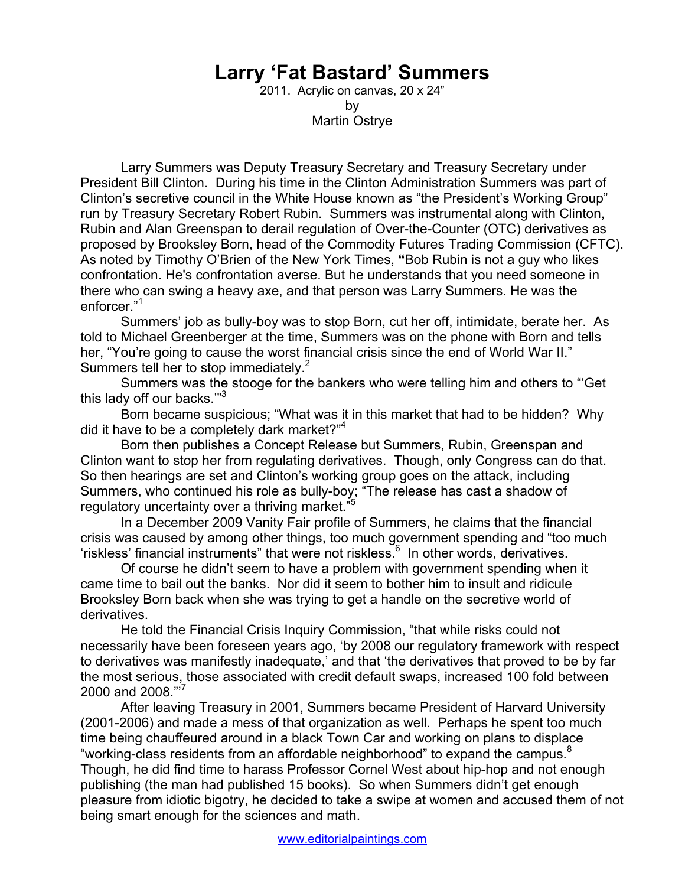# Larry 'Fat Bastard' Summers

2011. Acrylic on canvas, 20 x 24"
by
Martin Ostrye

Larry Summers was Deputy Treasury Secretary and Treasury Secretary under President Bill Clinton. During his time in the Clinton Administration Summers was part of Clinton's secretive council in the White House known as "the President's Working Group" run by Treasury Secretary Robert Rubin. Summers was instrumental along with Clinton, Rubin and Alan Greenspan to derail regulation of Over-the-Counter (OTC) derivatives as proposed by Brooksley Born, head of the Commodity Futures Trading Commission (CFTC). As noted by Timothy O'Brien of the New York Times, **"**Bob Rubin is not a guy who likes confrontation. He's confrontation averse. But he understands that you need someone in there who can swing a heavy axe, and that person was Larry Summers. He was the enforcer."[1]

Summers' job as bully-boy was to stop Born, cut her off, intimidate, berate her. As told to Michael Greenberger at the time, Summers was on the phone with Born and tells her, "You're going to cause the worst financial crisis since the end of World War II." Summers tell her to stop immediately.[2]

Summers was the stooge for the bankers who were telling him and others to "'Get this lady off our backs.'"[3]

Born became suspicious; "What was it in this market that had to be hidden? Why did it have to be a completely dark market?"[4]

Born then publishes a Concept Release but Summers, Rubin, Greenspan and Clinton want to stop her from regulating derivatives. Though, only Congress can do that. So then hearings are set and Clinton's working group goes on the attack, including Summers, who continued his role as bully-boy; "The release has cast a shadow of regulatory uncertainty over a thriving market."[5]

In a December 2009 Vanity Fair profile of Summers, he claims that the financial crisis was caused by among other things, too much government spending and "too much 'riskless' financial instruments" that were not riskless.[6] In other words, derivatives.

Of course he didn't seem to have a problem with government spending when it came time to bail out the banks. Nor did it seem to bother him to insult and ridicule Brooksley Born back when she was trying to get a handle on the secretive world of derivatives.

He told the Financial Crisis Inquiry Commission, "that while risks could not necessarily have been foreseen years ago, 'by 2008 our regulatory framework with respect to derivatives was manifestly inadequate,' and that 'the derivatives that proved to be by far the most serious, those associated with credit default swaps, increased 100 fold between 2000 and 2008.'"[7]

After leaving Treasury in 2001, Summers became President of Harvard University (2001-2006) and made a mess of that organization as well. Perhaps he spent too much time being chauffeured around in a black Town Car and working on plans to displace "working-class residents from an affordable neighborhood" to expand the campus.[8] Though, he did find time to harass Professor Cornel West about hip-hop and not enough publishing (the man had published 15 books). So when Summers didn't get enough pleasure from idiotic bigotry, he decided to take a swipe at women and accused them of not being smart enough for the sciences and math.

www.editorialpaintings.com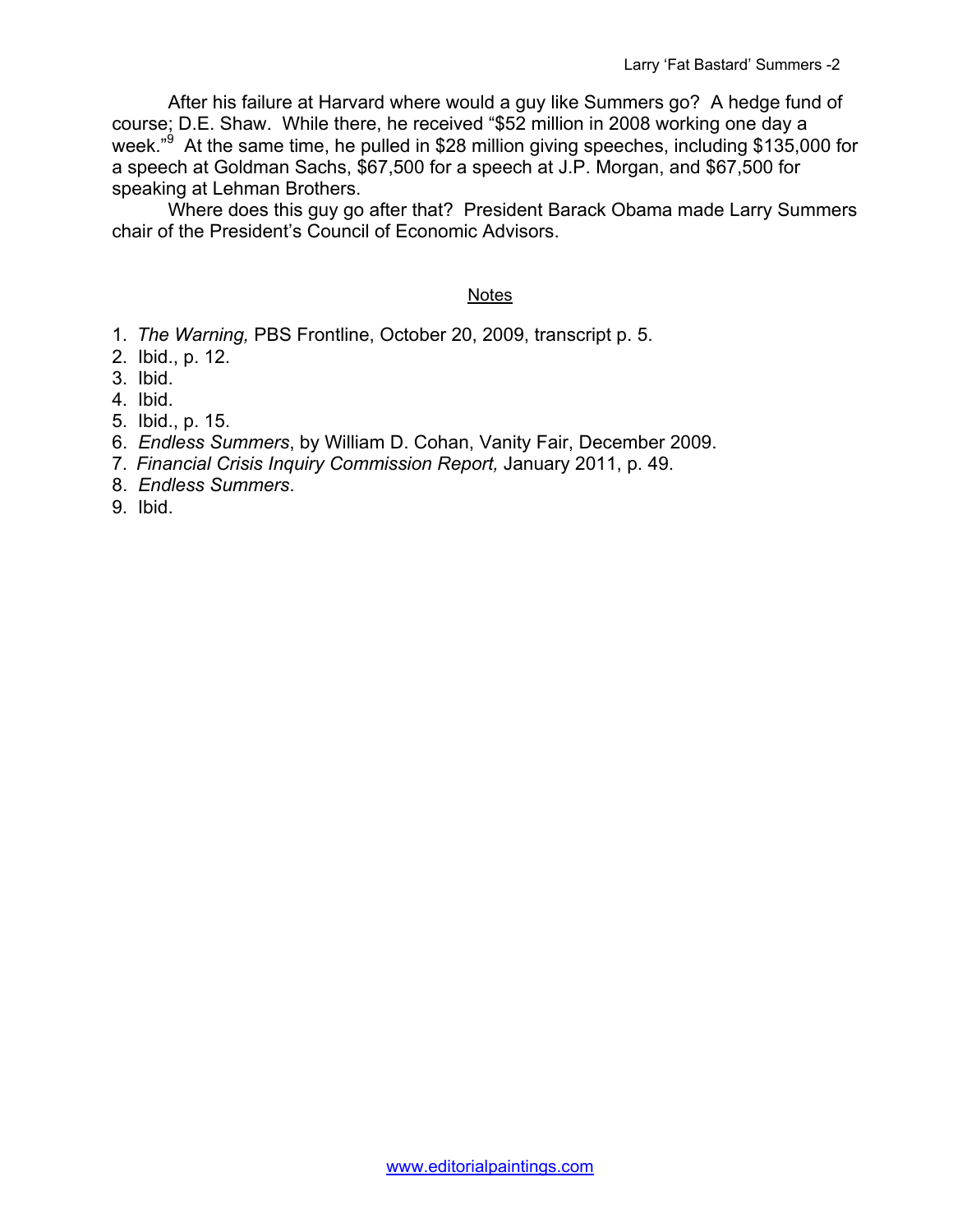After his failure at Harvard where would a guy like Summers go? A hedge fund of course; D.E. Shaw. While there, he received "$52 million in 2008 working one day a week."[9] At the same time, he pulled in $28 million giving speeches, including $135,000 for a speech at Goldman Sachs, $67,500 for a speech at J.P. Morgan, and $67,500 for speaking at Lehman Brothers.

Where does this guy go after that? President Barack Obama made Larry Summers chair of the President's Council of Economic Advisors.

## Notes

1. *The Warning,* PBS Frontline, October 20, 2009, transcript p. 5.
2. Ibid., p. 12.
3. Ibid.
4. Ibid.
5. Ibid., p. 15.
6. *Endless Summers*, by William D. Cohan, Vanity Fair, December 2009.
7. *Financial Crisis Inquiry Commission Report,* January 2011, p. 49.
8. *Endless Summers*.
9. Ibid.

www.editorialpaintings.com